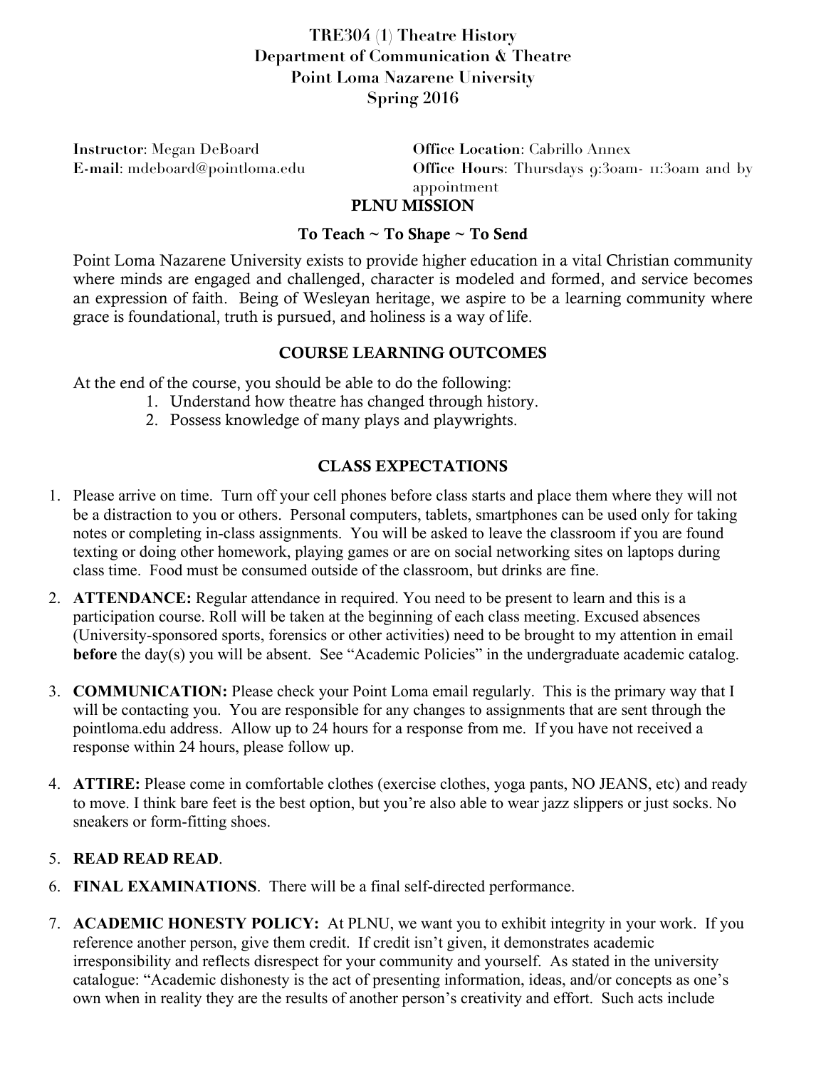# TRE304 (1) Theatre History
## Department of Communication & Theatre
## Point Loma Nazarene University
## Spring 2016

**Instructor**: Megan DeBoard
**E-mail**: mdeboard@pointloma.edu

**Office Location**: Cabrillo Annex
**Office Hours**: Thursdays 9:30am- 11:30am and by appointment

## PLNU MISSION

### To Teach ~ To Shape ~ To Send

Point Loma Nazarene University exists to provide higher education in a vital Christian community where minds are engaged and challenged, character is modeled and formed, and service becomes an expression of faith. Being of Wesleyan heritage, we aspire to be a learning community where grace is foundational, truth is pursued, and holiness is a way of life.

## COURSE LEARNING OUTCOMES

At the end of the course, you should be able to do the following:

1. Understand how theatre has changed through history.
2. Possess knowledge of many plays and playwrights.

## CLASS EXPECTATIONS

1. Please arrive on time. Turn off your cell phones before class starts and place them where they will not be a distraction to you or others. Personal computers, tablets, smartphones can be used only for taking notes or completing in-class assignments. You will be asked to leave the classroom if you are found texting or doing other homework, playing games or are on social networking sites on laptops during class time. Food must be consumed outside of the classroom, but drinks are fine.
2. **ATTENDANCE:** Regular attendance in required. You need to be present to learn and this is a participation course. Roll will be taken at the beginning of each class meeting. Excused absences (University-sponsored sports, forensics or other activities) need to be brought to my attention in email **before** the day(s) you will be absent. See "Academic Policies" in the undergraduate academic catalog.
3. **COMMUNICATION:** Please check your Point Loma email regularly. This is the primary way that I will be contacting you. You are responsible for any changes to assignments that are sent through the pointloma.edu address. Allow up to 24 hours for a response from me. If you have not received a response within 24 hours, please follow up.
4. **ATTIRE:** Please come in comfortable clothes (exercise clothes, yoga pants, NO JEANS, etc) and ready to move. I think bare feet is the best option, but you're also able to wear jazz slippers or just socks. No sneakers or form-fitting shoes.
5. **READ READ READ**.
6. **FINAL EXAMINATIONS**. There will be a final self-directed performance.
7. **ACADEMIC HONESTY POLICY:** At PLNU, we want you to exhibit integrity in your work. If you reference another person, give them credit. If credit isn't given, it demonstrates academic irresponsibility and reflects disrespect for your community and yourself. As stated in the university catalogue: "Academic dishonesty is the act of presenting information, ideas, and/or concepts as one's own when in reality they are the results of another person's creativity and effort. Such acts include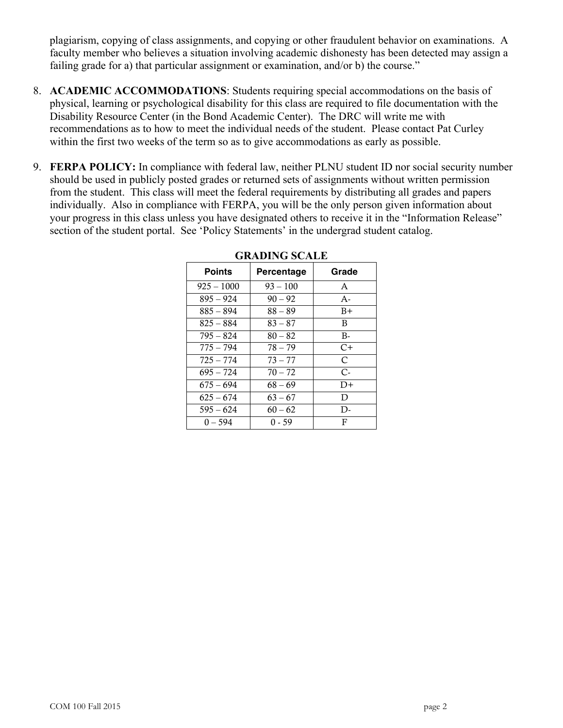plagiarism, copying of class assignments, and copying or other fraudulent behavior on examinations. A faculty member who believes a situation involving academic dishonesty has been detected may assign a failing grade for a) that particular assignment or examination, and/or b) the course."

8. **ACADEMIC ACCOMMODATIONS**: Students requiring special accommodations on the basis of physical, learning or psychological disability for this class are required to file documentation with the Disability Resource Center (in the Bond Academic Center). The DRC will write me with recommendations as to how to meet the individual needs of the student. Please contact Pat Curley within the first two weeks of the term so as to give accommodations as early as possible.

9. **FERPA POLICY:** In compliance with federal law, neither PLNU student ID nor social security number should be used in publicly posted grades or returned sets of assignments without written permission from the student. This class will meet the federal requirements by distributing all grades and papers individually. Also in compliance with FERPA, you will be the only person given information about your progress in this class unless you have designated others to receive it in the "Information Release" section of the student portal. See 'Policy Statements' in the undergrad student catalog.

**GRADING SCALE**

| Points | Percentage | Grade |
|---|---|---|
| 925 – 1000 | 93 – 100 | A |
| 895 – 924 | 90 – 92 | A- |
| 885 – 894 | 88 – 89 | B+ |
| 825 – 884 | 83 – 87 | B |
| 795 – 824 | 80 – 82 | B- |
| 775 – 794 | 78 – 79 | C+ |
| 725 – 774 | 73 – 77 | C |
| 695 – 724 | 70 – 72 | C- |
| 675 – 694 | 68 – 69 | D+ |
| 625 – 674 | 63 – 67 | D |
| 595 – 624 | 60 – 62 | D- |
| 0 – 594 | 0 - 59 | F |